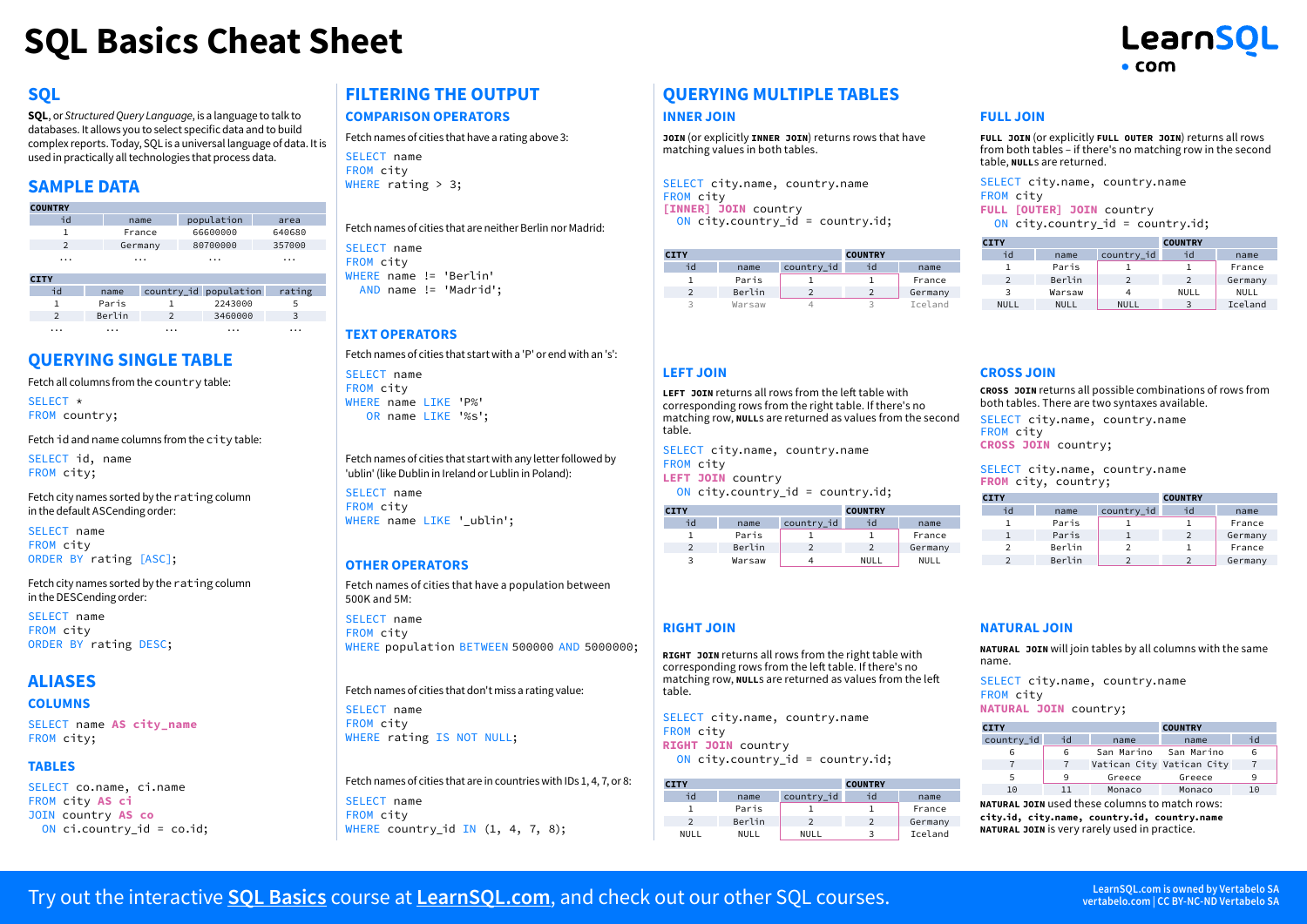# SQL Basics Cheat Sheet

LearnSQL • com

## SQL

**SQL**, or *Structured Query Language*, is a language to talk to databases. It allows you to select specific data and to build complex reports. Today, SQL is a universal language of data. It is used in practically all technologies that process data.

## SAMPLE DATA

**COUNTRY**

| id | name | population | area |
|---|---|---|---|
| 1 | France | 66600000 | 640680 |
| 2 | Germany | 80700000 | 357000 |
| ... | ... | ... | ... |

**CITY**

| id | name | country_id | population | rating |
|---|---|---|---|---|
| 1 | Paris | 1 | 2243000 | 5 |
| 2 | Berlin | 2 | 3460000 | 3 |
| ... | ... | ... | ... | ... |

## QUERYING SINGLE TABLE

Fetch all columns from the country table:

```
SELECT *
FROM country;
```

Fetch id and name columns from the city table:

```
SELECT id, name
FROM city;
```

Fetch city names sorted by the rating column in the default ASCending order:

```
SELECT name
FROM city
ORDER BY rating [ASC];
```

Fetch city names sorted by the rating column in the DESCending order:

```
SELECT name
FROM city
ORDER BY rating DESC;
```

## ALIASES

### COLUMNS

```
SELECT name AS city_name
FROM city;
```

### TABLES

```
SELECT co.name, ci.name
FROM city AS ci
JOIN country AS co
  ON ci.country_id = co.id;
```

## FILTERING THE OUTPUT

### COMPARISON OPERATORS

Fetch names of cities that have a rating above 3:

```
SELECT name
FROM city
WHERE rating > 3;
```

Fetch names of cities that are neither Berlin nor Madrid:

```
SELECT name
FROM city
WHERE name != 'Berlin'
  AND name != 'Madrid';
```

### TEXT OPERATORS

Fetch names of cities that start with a 'P' or end with an 's':

```
SELECT name
FROM city
WHERE name LIKE 'P%'
   OR name LIKE '%s';
```

Fetch names of cities that start with any letter followed by 'ublin' (like Dublin in Ireland or Lublin in Poland):

```
SELECT name
FROM city
WHERE name LIKE '_ublin';
```

### OTHER OPERATORS

Fetch names of cities that have a population between 500K and 5M:

```
SELECT name
FROM city
WHERE population BETWEEN 500000 AND 5000000;
```

Fetch names of cities that don't miss a rating value:

```
SELECT name
FROM city
WHERE rating IS NOT NULL;
```

Fetch names of cities that are in countries with IDs 1, 4, 7, or 8:

```
SELECT name
FROM city
WHERE country_id IN (1, 4, 7, 8);
```

## QUERYING MULTIPLE TABLES

### INNER JOIN

**JOIN** (or explicitly **INNER JOIN**) returns rows that have matching values in both tables.

```
SELECT city.name, country.name
FROM city
[INNER] JOIN country
  ON city.country_id = country.id;
```

| CITY | | | COUNTRY | |
|---|---|---|---|---|
| id | name | country_id | id | name |
| 1 | Paris | 1 | 1 | France |
| 2 | Berlin | 2 | 2 | Germany |
| 3 | Warsaw | 4 | 3 | Iceland |

### LEFT JOIN

**LEFT JOIN** returns all rows from the left table with corresponding rows from the right table. If there's no matching row, **NULL**s are returned as values from the second table.

```
SELECT city.name, country.name
FROM city
LEFT JOIN country
  ON city.country_id = country.id;
```

| CITY | | | COUNTRY | |
|---|---|---|---|---|
| id | name | country_id | id | name |
| 1 | Paris | 1 | 1 | France |
| 2 | Berlin | 2 | 2 | Germany |
| 3 | Warsaw | 4 | NULL | NULL |

### RIGHT JOIN

**RIGHT JOIN** returns all rows from the right table with corresponding rows from the left table. If there's no matching row, **NULL**s are returned as values from the left table.

```
SELECT city.name, country.name
FROM city
RIGHT JOIN country
  ON city.country_id = country.id;
```

| CITY | | | COUNTRY | |
|---|---|---|---|---|
| id | name | country_id | id | name |
| 1 | Paris | 1 | 1 | France |
| 2 | Berlin | 2 | 2 | Germany |
| NULL | NULL | NULL | 3 | Iceland |

### FULL JOIN

**FULL JOIN** (or explicitly **FULL OUTER JOIN**) returns all rows from both tables – if there's no matching row in the second table, **NULL**s are returned.

```
SELECT city.name, country.name
FROM city
FULL [OUTER] JOIN country
  ON city.country_id = country.id;
```

| CITY | | | COUNTRY | |
|---|---|---|---|---|
| id | name | country_id | id | name |
| 1 | Paris | 1 | 1 | France |
| 2 | Berlin | 2 | 2 | Germany |
| 3 | Warsaw | 4 | NULL | NULL |
| NULL | NULL | NULL | 3 | Iceland |

### CROSS JOIN

**CROSS JOIN** returns all possible combinations of rows from both tables. There are two syntaxes available.

```
SELECT city.name, country.name
FROM city
CROSS JOIN country;
```

```
SELECT city.name, country.name
FROM city, country;
```

| CITY | | | COUNTRY | |
|---|---|---|---|---|
| id | name | country_id | id | name |
| 1 | Paris | 1 | 1 | France |
| 1 | Paris | 1 | 2 | Germany |
| 2 | Berlin | 2 | 1 | France |
| 2 | Berlin | 2 | 2 | Germany |

### NATURAL JOIN

**NATURAL JOIN** will join tables by all columns with the same name.

```
SELECT city.name, country.name
FROM city
NATURAL JOIN country;
```

| CITY | | | COUNTRY | |
|---|---|---|---|---|
| country_id | id | name | name | id |
| 6 | 6 | San Marino | San Marino | 6 |
| 7 | 7 | Vatican City | Vatican City | 7 |
| 5 | 9 | Greece | Greece | 9 |
| 10 | 11 | Monaco | Monaco | 10 |

**NATURAL JOIN** used these columns to match rows: **city.id, city.name, country.id, country.name**
**NATURAL JOIN** is very rarely used in practice.

Try out the interactive **SQL Basics** course at **LearnSQL.com**, and check out our other SQL courses.

LearnSQL.com is owned by Vertabelo SA
vertabelo.com | CC BY-NC-ND Vertabelo SA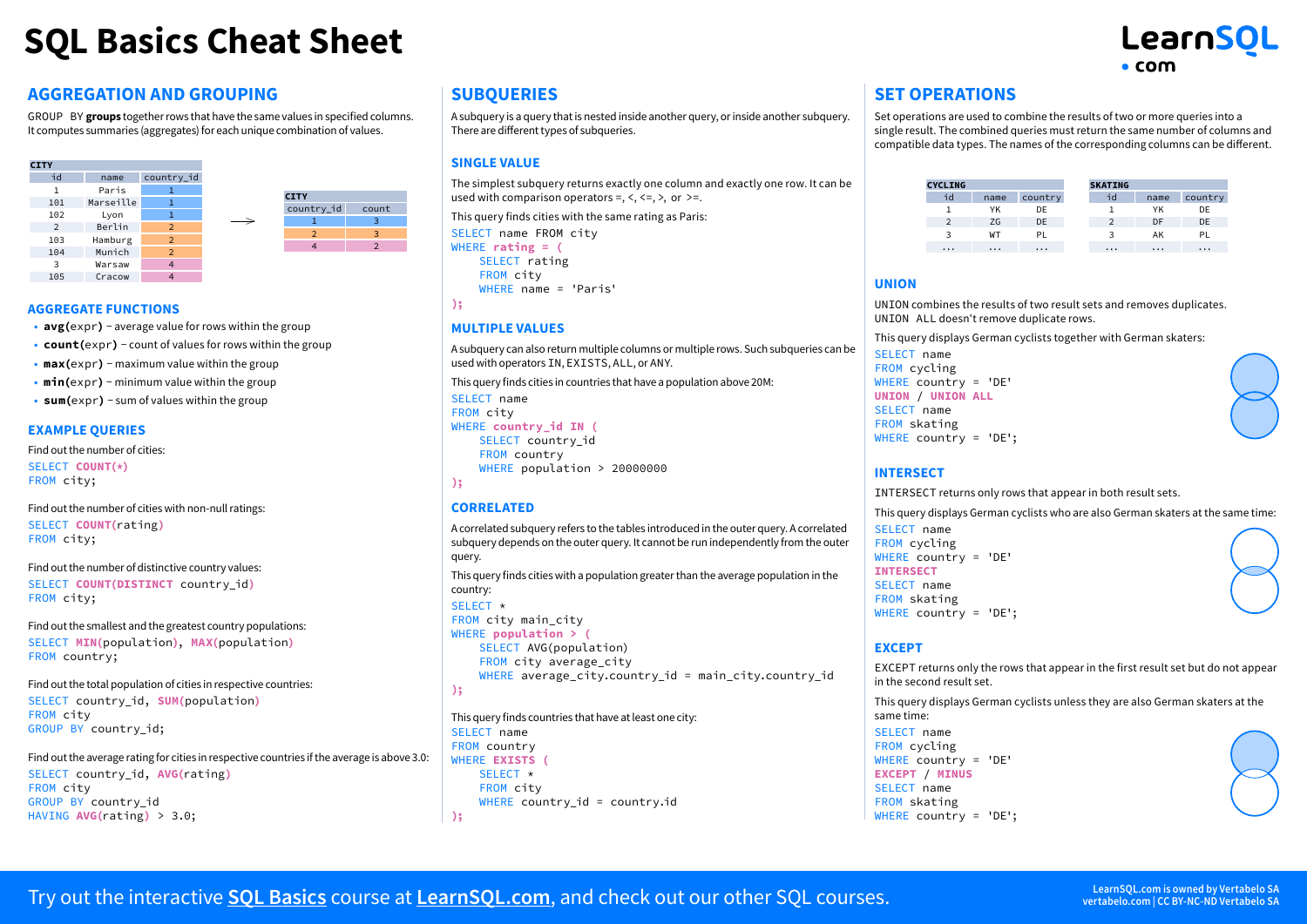# SQL Basics Cheat Sheet

## AGGREGATION AND GROUPING

GROUP BY **groups** together rows that have the same values in specified columns. It computes summaries (aggregates) for each unique combination of values.

**CITY**

| id | name | country_id |
|---|---|---|
| 1 | Paris | 1 |
| 101 | Marseille | 1 |
| 102 | Lyon | 1 |
| 2 | Berlin | 2 |
| 103 | Hamburg | 2 |
| 104 | Munich | 2 |
| 3 | Warsaw | 4 |
| 105 | Cracow | 4 |

→

**CITY**

| country_id | count |
|---|---|
| 1 | 3 |
| 2 | 3 |
| 4 | 2 |

### AGGREGATE FUNCTIONS

- **avg(**expr**)** – average value for rows within the group
- **count(**expr**)** – count of values for rows within the group
- **max(**expr**)** – maximum value within the group
- **min(**expr**)** – minimum value within the group
- **sum(**expr**)** – sum of values within the group

### EXAMPLE QUERIES

Find out the number of cities:

```
SELECT COUNT(*)
FROM city;
```

Find out the number of cities with non-null ratings:

```
SELECT COUNT(rating)
FROM city;
```

Find out the number of distinctive country values:

```
SELECT COUNT(DISTINCT country_id)
FROM city;
```

Find out the smallest and the greatest country populations:

```
SELECT MIN(population), MAX(population)
FROM country;
```

Find out the total population of cities in respective countries:

```
SELECT country_id, SUM(population)
FROM city
GROUP BY country_id;
```

Find out the average rating for cities in respective countries if the average is above 3.0:

```
SELECT country_id, AVG(rating)
FROM city
GROUP BY country_id
HAVING AVG(rating) > 3.0;
```

## SUBQUERIES

A subquery is a query that is nested inside another query, or inside another subquery. There are different types of subqueries.

### SINGLE VALUE

The simplest subquery returns exactly one column and exactly one row. It can be used with comparison operators =, <, <=, >, or >=.

This query finds cities with the same rating as Paris:

```
SELECT name FROM city
WHERE rating = (
    SELECT rating
    FROM city
    WHERE name = 'Paris'
);
```

### MULTIPLE VALUES

A subquery can also return multiple columns or multiple rows. Such subqueries can be used with operators IN, EXISTS, ALL, or ANY.

This query finds cities in countries that have a population above 20M:

```
SELECT name
FROM city
WHERE country_id IN (
    SELECT country_id
    FROM country
    WHERE population > 20000000
);
```

### CORRELATED

A correlated subquery refers to the tables introduced in the outer query. A correlated subquery depends on the outer query. It cannot be run independently from the outer query.

This query finds cities with a population greater than the average population in the country:

```
SELECT *
FROM city main_city
WHERE population > (
    SELECT AVG(population)
    FROM city average_city
    WHERE average_city.country_id = main_city.country_id
);
```

This query finds countries that have at least one city:

```
SELECT name
FROM country
WHERE EXISTS (
    SELECT *
    FROM city
    WHERE country_id = country.id
);
```

## SET OPERATIONS

Set operations are used to combine the results of two or more queries into a single result. The combined queries must return the same number of columns and compatible data types. The names of the corresponding columns can be different.

**CYCLING**

| id | name | country |
|---|---|---|
| 1 | YK | DE |
| 2 | ZG | DE |
| 3 | WT | PL |
| ... | ... | ... |

**SKATING**

| id | name | country |
|---|---|---|
| 1 | YK | DE |
| 2 | DF | DE |
| 3 | AK | PL |
| ... | ... | ... |

### UNION

UNION combines the results of two result sets and removes duplicates. UNION ALL doesn't remove duplicate rows.

This query displays German cyclists together with German skaters:

```
SELECT name
FROM cycling
WHERE country = 'DE'
UNION / UNION ALL
SELECT name
FROM skating
WHERE country = 'DE';
```

### INTERSECT

INTERSECT returns only rows that appear in both result sets.

This query displays German cyclists who are also German skaters at the same time:

```
SELECT name
FROM cycling
WHERE country = 'DE'
INTERSECT
SELECT name
FROM skating
WHERE country = 'DE';
```

### EXCEPT

EXCEPT returns only the rows that appear in the first result set but do not appear in the second result set.

This query displays German cyclists unless they are also German skaters at the same time:

```
SELECT name
FROM cycling
WHERE country = 'DE'
EXCEPT / MINUS
SELECT name
FROM skating
WHERE country = 'DE';
```

Try out the interactive **SQL Basics** course at **LearnSQL.com**, and check out our other SQL courses.

LearnSQL.com is owned by Vertabelo SA
vertabelo.com | CC BY-NC-ND Vertabelo SA